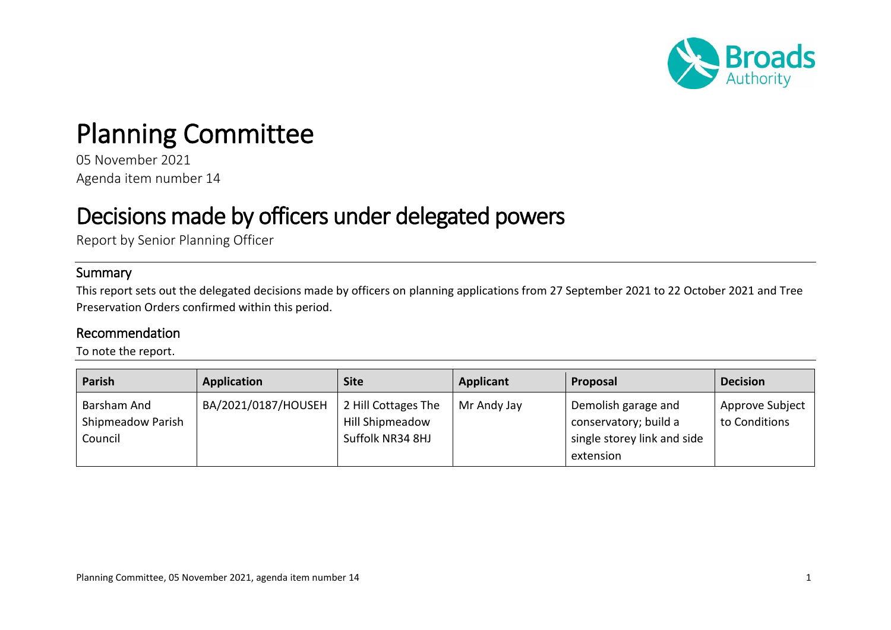# Planning Committee

05 November 2021

Agenda item number 14

# Decisions made by officers under delegated powers

Report by Senior Planning Officer

## Summary

This report sets out the delegated decisions made by officers on planning applications from 27 September 2021 to 22 October 2021 and Tree Preservation Orders confirmed within this period.

## Recommendation

To note the report.

| Parish | Application | Site | Applicant | Proposal | Decision |
|---|---|---|---|---|---|
| Barsham And Shipmeadow Parish Council | BA/2021/0187/HOUSEH | 2 Hill Cottages The Hill Shipmeadow Suffolk NR34 8HJ | Mr Andy Jay | Demolish garage and conservatory; build a single storey link and side extension | Approve Subject to Conditions |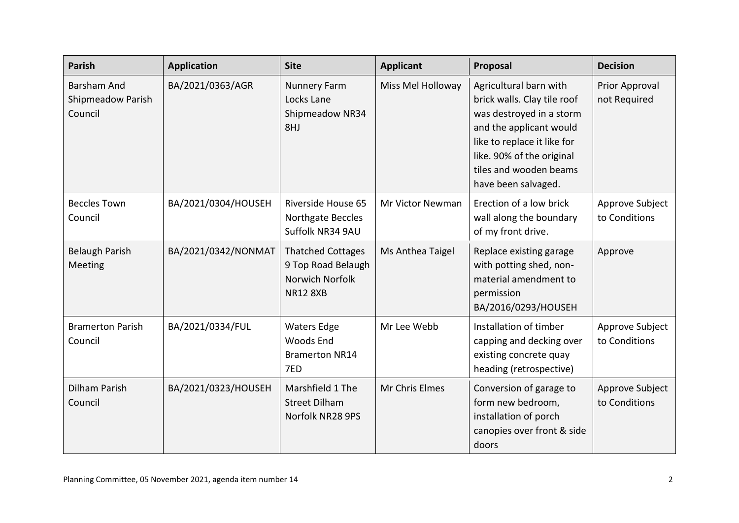| Parish | Application | Site | Applicant | Proposal | Decision |
|---|---|---|---|---|---|
| Barsham And Shipmeadow Parish Council | BA/2021/0363/AGR | Nunnery Farm Locks Lane Shipmeadow NR34 8HJ | Miss Mel Holloway | Agricultural barn with brick walls. Clay tile roof was destroyed in a storm and the applicant would like to replace it like for like. 90% of the original tiles and wooden beams have been salvaged. | Prior Approval not Required |
| Beccles Town Council | BA/2021/0304/HOUSEH | Riverside House 65 Northgate Beccles Suffolk NR34 9AU | Mr Victor Newman | Erection of a low brick wall along the boundary of my front drive. | Approve Subject to Conditions |
| Belaugh Parish Meeting | BA/2021/0342/NONMAT | Thatched Cottages 9 Top Road Belaugh Norwich Norfolk NR12 8XB | Ms Anthea Taigel | Replace existing garage with potting shed, non-material amendment to permission BA/2016/0293/HOUSEH | Approve |
| Bramerton Parish Council | BA/2021/0334/FUL | Waters Edge Woods End Bramerton NR14 7ED | Mr Lee Webb | Installation of timber capping and decking over existing concrete quay heading (retrospective) | Approve Subject to Conditions |
| Dilham Parish Council | BA/2021/0323/HOUSEH | Marshfield 1 The Street Dilham Norfolk NR28 9PS | Mr Chris Elmes | Conversion of garage to form new bedroom, installation of porch canopies over front & side doors | Approve Subject to Conditions |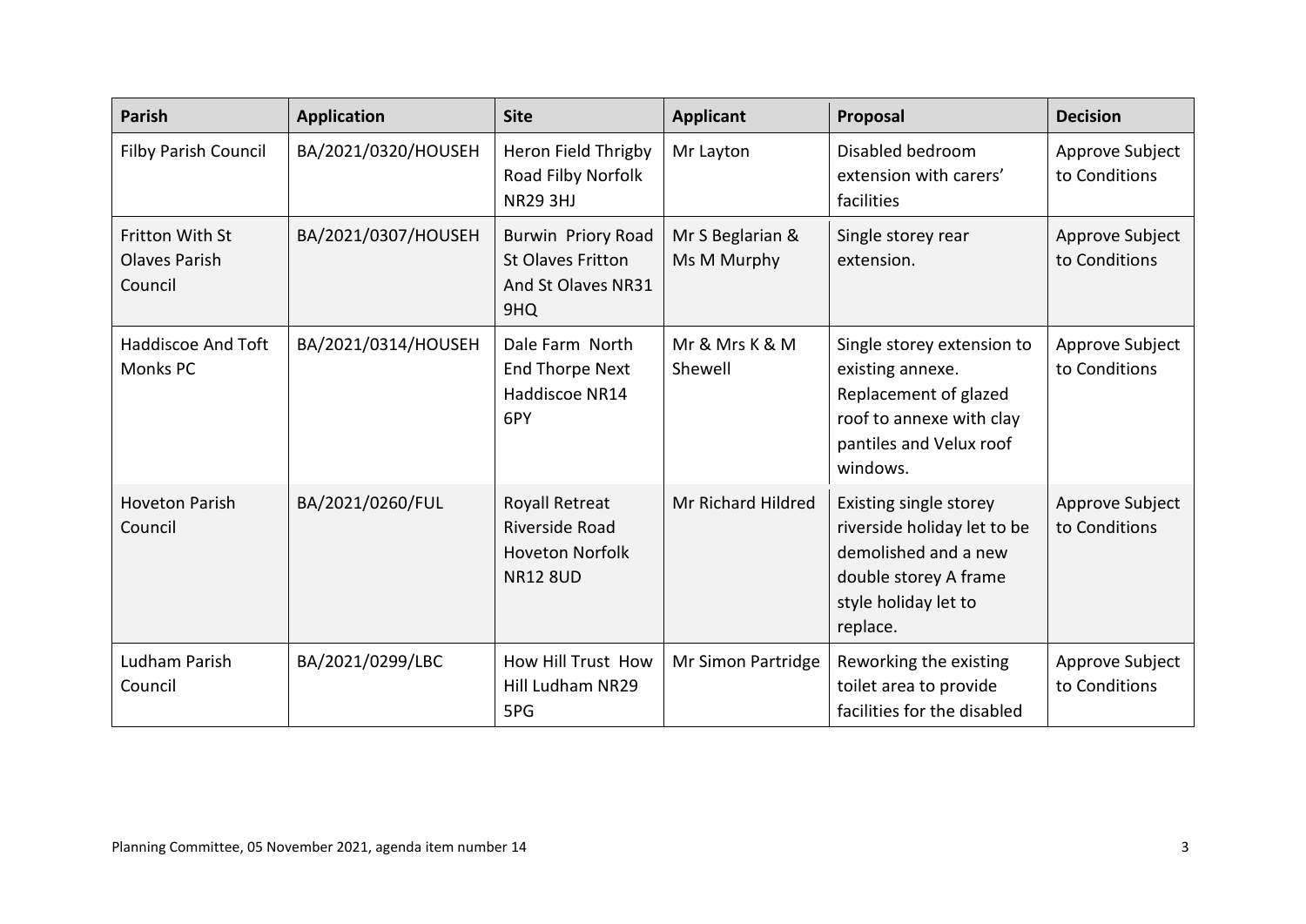| Parish | Application | Site | Applicant | Proposal | Decision |
|---|---|---|---|---|---|
| Filby Parish Council | BA/2021/0320/HOUSEH | Heron Field Thrigby Road Filby Norfolk NR29 3HJ | Mr Layton | Disabled bedroom extension with carers' facilities | Approve Subject to Conditions |
| Fritton With St Olaves Parish Council | BA/2021/0307/HOUSEH | Burwin Priory Road St Olaves Fritton And St Olaves NR31 9HQ | Mr S Beglarian & Ms M Murphy | Single storey rear extension. | Approve Subject to Conditions |
| Haddiscoe And Toft Monks PC | BA/2021/0314/HOUSEH | Dale Farm North End Thorpe Next Haddiscoe NR14 6PY | Mr & Mrs K & M Shewell | Single storey extension to existing annexe. Replacement of glazed roof to annexe with clay pantiles and Velux roof windows. | Approve Subject to Conditions |
| Hoveton Parish Council | BA/2021/0260/FUL | Royall Retreat Riverside Road Hoveton Norfolk NR12 8UD | Mr Richard Hildred | Existing single storey riverside holiday let to be demolished and a new double storey A frame style holiday let to replace. | Approve Subject to Conditions |
| Ludham Parish Council | BA/2021/0299/LBC | How Hill Trust How Hill Ludham NR29 5PG | Mr Simon Partridge | Reworking the existing toilet area to provide facilities for the disabled | Approve Subject to Conditions |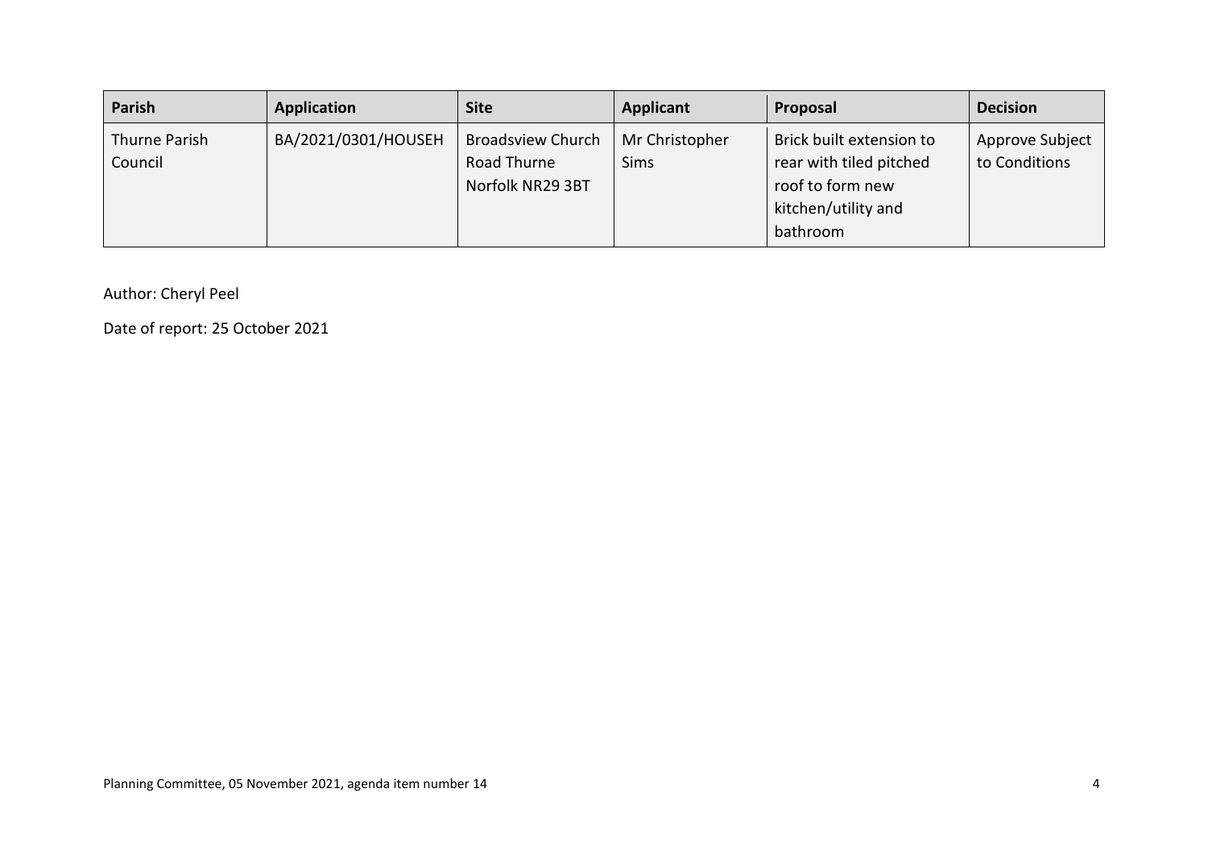| Parish | Application | Site | Applicant | Proposal | Decision |
|---|---|---|---|---|---|
| Thurne Parish Council | BA/2021/0301/HOUSEH | Broadsview Church Road Thurne Norfolk NR29 3BT | Mr Christopher Sims | Brick built extension to rear with tiled pitched roof to form new kitchen/utility and bathroom | Approve Subject to Conditions |

Author: Cheryl Peel

Date of report: 25 October 2021